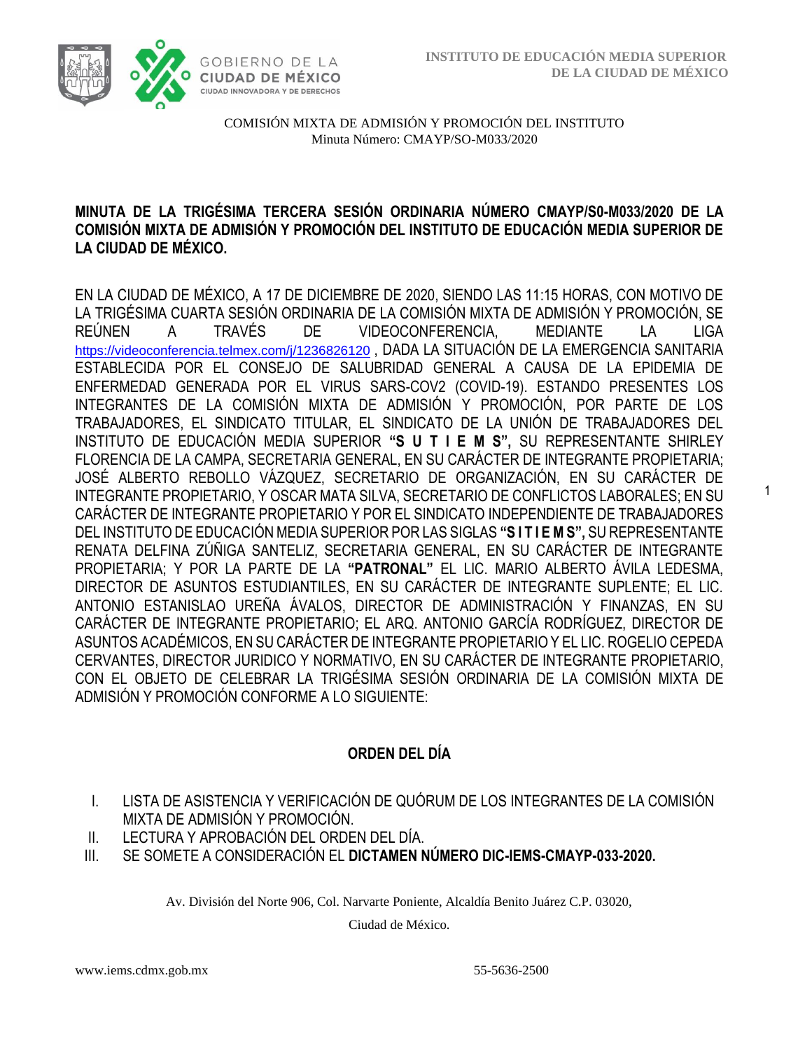INSTITUTO DE EDUCACIÓN MEDIA SUPERIOR
DE LA CIUDAD DE MÉXICO

COMISIÓN MIXTA DE ADMISIÓN Y PROMOCIÓN DEL INSTITUTO
Minuta Número: CMAYP/SO-M033/2020

**MINUTA DE LA TRIGÉSIMA TERCERA SESIÓN ORDINARIA NÚMERO CMAYP/S0-M033/2020 DE LA COMISIÓN MIXTA DE ADMISIÓN Y PROMOCIÓN DEL INSTITUTO DE EDUCACIÓN MEDIA SUPERIOR DE LA CIUDAD DE MÉXICO.**

EN LA CIUDAD DE MÉXICO, A 17 DE DICIEMBRE DE 2020, SIENDO LAS 11:15 HORAS, CON MOTIVO DE LA TRIGÉSIMA CUARTA SESIÓN ORDINARIA DE LA COMISIÓN MIXTA DE ADMISIÓN Y PROMOCIÓN, SE REÚNEN A TRAVÉS DE VIDEOCONFERENCIA, MEDIANTE LA LIGA https://videoconferencia.telmex.com/j/1236826120 , DADA LA SITUACIÓN DE LA EMERGENCIA SANITARIA ESTABLECIDA POR EL CONSEJO DE SALUBRIDAD GENERAL A CAUSA DE LA EPIDEMIA DE ENFERMEDAD GENERADA POR EL VIRUS SARS-COV2 (COVID-19). ESTANDO PRESENTES LOS INTEGRANTES DE LA COMISIÓN MIXTA DE ADMISIÓN Y PROMOCIÓN, POR PARTE DE LOS TRABAJADORES, EL SINDICATO TITULAR, EL SINDICATO DE LA UNIÓN DE TRABAJADORES DEL INSTITUTO DE EDUCACIÓN MEDIA SUPERIOR **"S U T I E M S",** SU REPRESENTANTE SHIRLEY FLORENCIA DE LA CAMPA, SECRETARIA GENERAL, EN SU CARÁCTER DE INTEGRANTE PROPIETARIA; JOSÉ ALBERTO REBOLLO VÁZQUEZ, SECRETARIO DE ORGANIZACIÓN, EN SU CARÁCTER DE INTEGRANTE PROPIETARIO, Y OSCAR MATA SILVA, SECRETARIO DE CONFLICTOS LABORALES; EN SU CARÁCTER DE INTEGRANTE PROPIETARIO Y POR EL SINDICATO INDEPENDIENTE DE TRABAJADORES DEL INSTITUTO DE EDUCACIÓN MEDIA SUPERIOR POR LAS SIGLAS **"S I T I E M S",** SU REPRESENTANTE RENATA DELFINA ZÚÑIGA SANTELIZ, SECRETARIA GENERAL, EN SU CARÁCTER DE INTEGRANTE PROPIETARIA; Y POR LA PARTE DE LA **"PATRONAL"** EL LIC. MARIO ALBERTO ÁVILA LEDESMA, DIRECTOR DE ASUNTOS ESTUDIANTILES, EN SU CARÁCTER DE INTEGRANTE SUPLENTE; EL LIC. ANTONIO ESTANISLAO UREÑA ÁVALOS, DIRECTOR DE ADMINISTRACIÓN Y FINANZAS, EN SU CARÁCTER DE INTEGRANTE PROPIETARIO; EL ARQ. ANTONIO GARCÍA RODRÍGUEZ, DIRECTOR DE ASUNTOS ACADÉMICOS, EN SU CARÁCTER DE INTEGRANTE PROPIETARIO Y EL LIC. ROGELIO CEPEDA CERVANTES, DIRECTOR JURIDICO Y NORMATIVO, EN SU CARÁCTER DE INTEGRANTE PROPIETARIO, CON EL OBJETO DE CELEBRAR LA TRIGÉSIMA SESIÓN ORDINARIA DE LA COMISIÓN MIXTA DE ADMISIÓN Y PROMOCIÓN CONFORME A LO SIGUIENTE:

## ORDEN DEL DÍA

I. LISTA DE ASISTENCIA Y VERIFICACIÓN DE QUÓRUM DE LOS INTEGRANTES DE LA COMISIÓN MIXTA DE ADMISIÓN Y PROMOCIÓN.
II. LECTURA Y APROBACIÓN DEL ORDEN DEL DÍA.
III. SE SOMETE A CONSIDERACIÓN EL **DICTAMEN NÚMERO DIC-IEMS-CMAYP-033-2020.**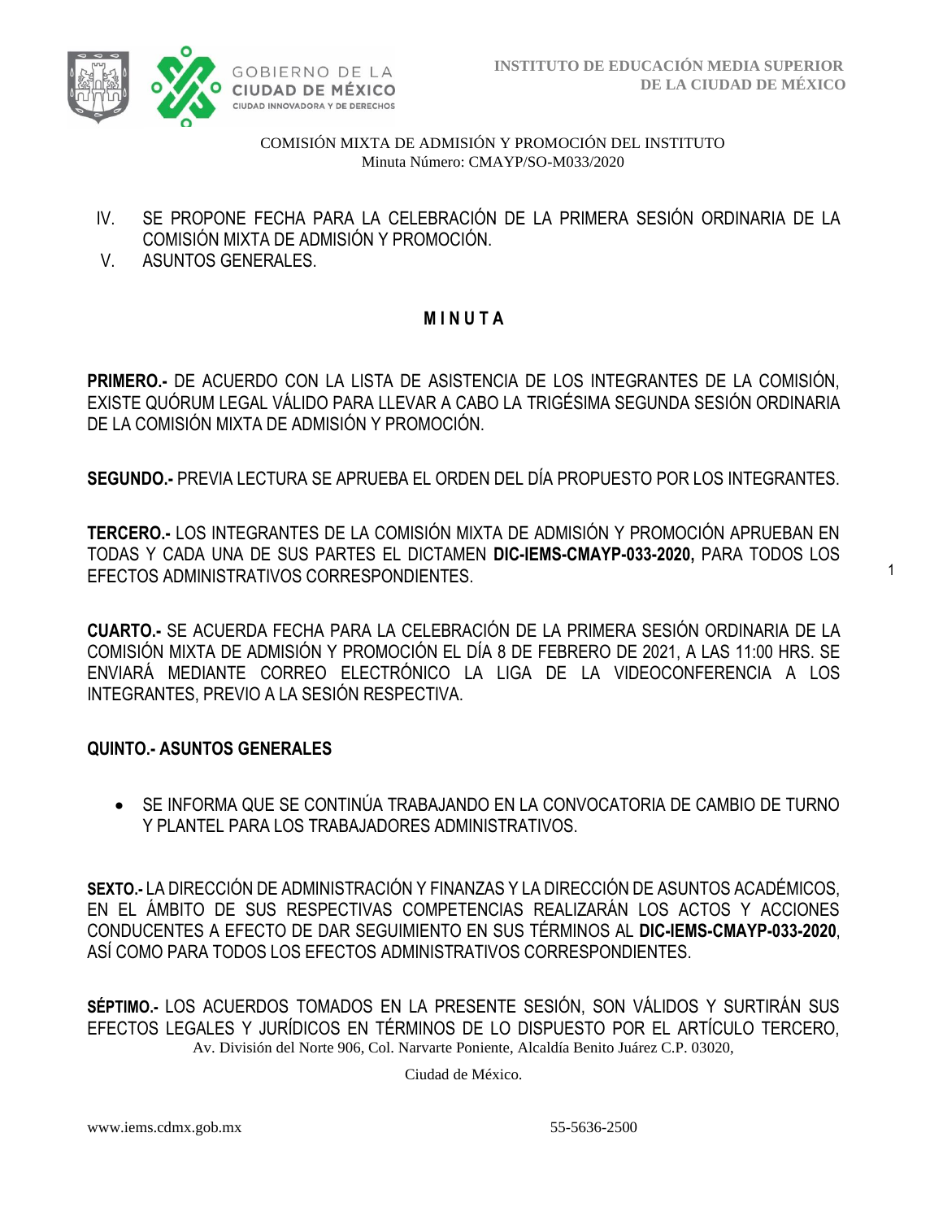IV. SE PROPONE FECHA PARA LA CELEBRACIÓN DE LA PRIMERA SESIÓN ORDINARIA DE LA COMISIÓN MIXTA DE ADMISIÓN Y PROMOCIÓN.
V. ASUNTOS GENERALES.

## M I N U T A

**PRIMERO.-** DE ACUERDO CON LA LISTA DE ASISTENCIA DE LOS INTEGRANTES DE LA COMISIÓN, EXISTE QUÓRUM LEGAL VÁLIDO PARA LLEVAR A CABO LA TRIGÉSIMA SEGUNDA SESIÓN ORDINARIA DE LA COMISIÓN MIXTA DE ADMISIÓN Y PROMOCIÓN.

**SEGUNDO.-** PREVIA LECTURA SE APRUEBA EL ORDEN DEL DÍA PROPUESTO POR LOS INTEGRANTES.

**TERCERO.-** LOS INTEGRANTES DE LA COMISIÓN MIXTA DE ADMISIÓN Y PROMOCIÓN APRUEBAN EN TODAS Y CADA UNA DE SUS PARTES EL DICTAMEN **DIC-IEMS-CMAYP-033-2020,** PARA TODOS LOS EFECTOS ADMINISTRATIVOS CORRESPONDIENTES.

**CUARTO.-** SE ACUERDA FECHA PARA LA CELEBRACIÓN DE LA PRIMERA SESIÓN ORDINARIA DE LA COMISIÓN MIXTA DE ADMISIÓN Y PROMOCIÓN EL DÍA 8 DE FEBRERO DE 2021, A LAS 11:00 HRS. SE ENVIARÁ MEDIANTE CORREO ELECTRÓNICO LA LIGA DE LA VIDEOCONFERENCIA A LOS INTEGRANTES, PREVIO A LA SESIÓN RESPECTIVA.

**QUINTO.- ASUNTOS GENERALES**

- SE INFORMA QUE SE CONTINÚA TRABAJANDO EN LA CONVOCATORIA DE CAMBIO DE TURNO Y PLANTEL PARA LOS TRABAJADORES ADMINISTRATIVOS.

**SEXTO.-** LA DIRECCIÓN DE ADMINISTRACIÓN Y FINANZAS Y LA DIRECCIÓN DE ASUNTOS ACADÉMICOS, EN EL ÁMBITO DE SUS RESPECTIVAS COMPETENCIAS REALIZARÁN LOS ACTOS Y ACCIONES CONDUCENTES A EFECTO DE DAR SEGUIMIENTO EN SUS TÉRMINOS AL **DIC-IEMS-CMAYP-033-2020**, ASÍ COMO PARA TODOS LOS EFECTOS ADMINISTRATIVOS CORRESPONDIENTES.

**SÉPTIMO.-** LOS ACUERDOS TOMADOS EN LA PRESENTE SESIÓN, SON VÁLIDOS Y SURTIRÁN SUS EFECTOS LEGALES Y JURÍDICOS EN TÉRMINOS DE LO DISPUESTO POR EL ARTÍCULO TERCERO,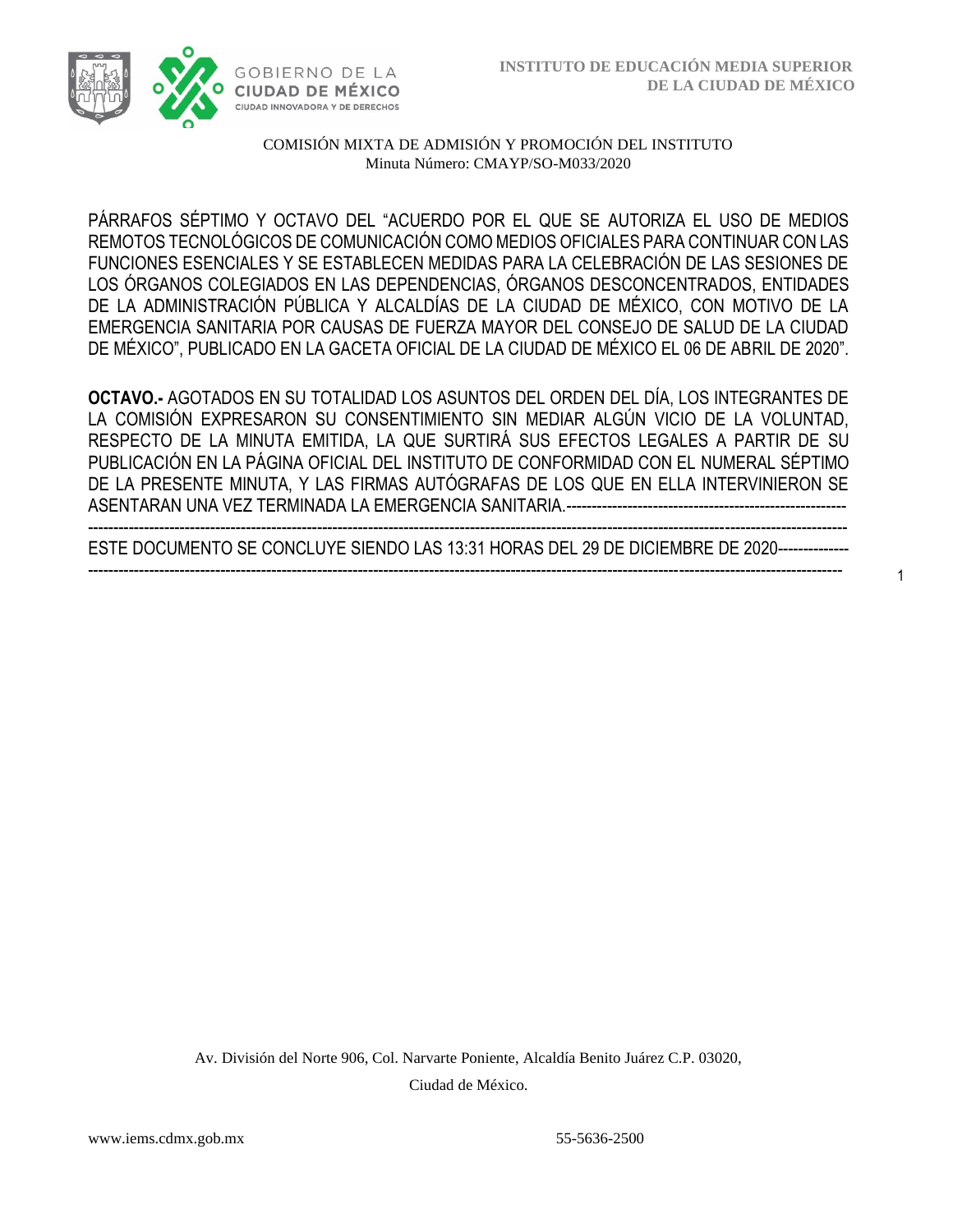PÁRRAFOS SÉPTIMO Y OCTAVO DEL "ACUERDO POR EL QUE SE AUTORIZA EL USO DE MEDIOS REMOTOS TECNOLÓGICOS DE COMUNICACIÓN COMO MEDIOS OFICIALES PARA CONTINUAR CON LAS FUNCIONES ESENCIALES Y SE ESTABLECEN MEDIDAS PARA LA CELEBRACIÓN DE LAS SESIONES DE LOS ÓRGANOS COLEGIADOS EN LAS DEPENDENCIAS, ÓRGANOS DESCONCENTRADOS, ENTIDADES DE LA ADMINISTRACIÓN PÚBLICA Y ALCALDÍAS DE LA CIUDAD DE MÉXICO, CON MOTIVO DE LA EMERGENCIA SANITARIA POR CAUSAS DE FUERZA MAYOR DEL CONSEJO DE SALUD DE LA CIUDAD DE MÉXICO", PUBLICADO EN LA GACETA OFICIAL DE LA CIUDAD DE MÉXICO EL 06 DE ABRIL DE 2020".

**OCTAVO.-** AGOTADOS EN SU TOTALIDAD LOS ASUNTOS DEL ORDEN DEL DÍA, LOS INTEGRANTES DE LA COMISIÓN EXPRESARON SU CONSENTIMIENTO SIN MEDIAR ALGÚN VICIO DE LA VOLUNTAD, RESPECTO DE LA MINUTA EMITIDA, LA QUE SURTIRÁ SUS EFECTOS LEGALES A PARTIR DE SU PUBLICACIÓN EN LA PÁGINA OFICIAL DEL INSTITUTO DE CONFORMIDAD CON EL NUMERAL SÉPTIMO DE LA PRESENTE MINUTA, Y LAS FIRMAS AUTÓGRAFAS DE LOS QUE EN ELLA INTERVINIERON SE ASENTARAN UNA VEZ TERMINADA LA EMERGENCIA SANITARIA.------------------------------------------------------------------------------------------------------------------------------------------------------------------------------------------------------------------------------

ESTE DOCUMENTO SE CONCLUYE SIENDO LAS 13:31 HORAS DEL 29 DE DICIEMBRE DE 2020-----------------------------------------------------------------------------------------------------------------------------------------------------------------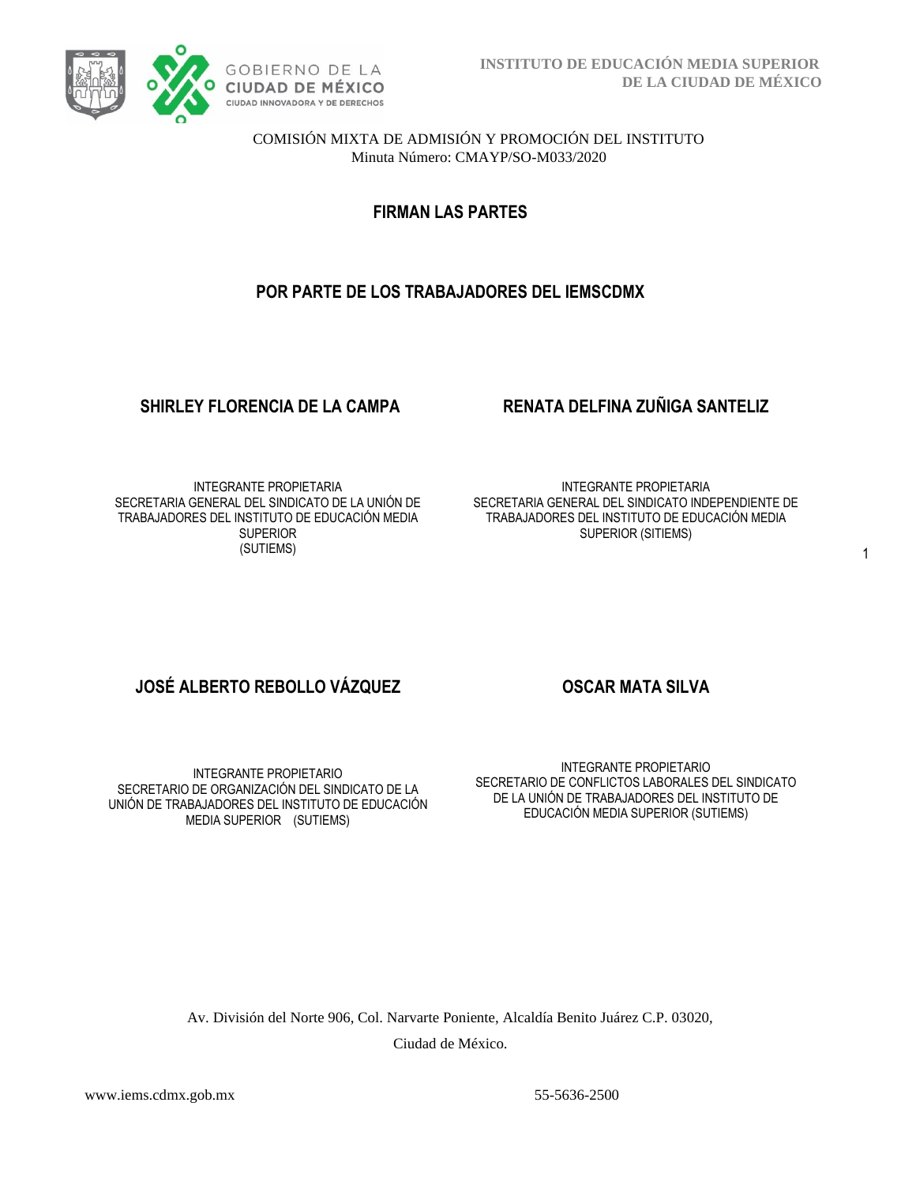COMISIÓN MIXTA DE ADMISIÓN Y PROMOCIÓN DEL INSTITUTO
Minuta Número: CMAYP/SO-M033/2020

## FIRMAN LAS PARTES

## POR PARTE DE LOS TRABAJADORES DEL IEMSCDMX

**SHIRLEY FLORENCIA DE LA CAMPA**

INTEGRANTE PROPIETARIA
SECRETARIA GENERAL DEL SINDICATO DE LA UNIÓN DE TRABAJADORES DEL INSTITUTO DE EDUCACIÓN MEDIA SUPERIOR
(SUTIEMS)

**RENATA DELFINA ZUÑIGA SANTELIZ**

INTEGRANTE PROPIETARIA
SECRETARIA GENERAL DEL SINDICATO INDEPENDIENTE DE TRABAJADORES DEL INSTITUTO DE EDUCACIÓN MEDIA SUPERIOR (SITIEMS)

**JOSÉ ALBERTO REBOLLO VÁZQUEZ**

INTEGRANTE PROPIETARIO
SECRETARIO DE ORGANIZACIÓN DEL SINDICATO DE LA UNIÓN DE TRABAJADORES DEL INSTITUTO DE EDUCACIÓN MEDIA SUPERIOR (SUTIEMS)

**OSCAR MATA SILVA**

INTEGRANTE PROPIETARIO
SECRETARIO DE CONFLICTOS LABORALES DEL SINDICATO DE LA UNIÓN DE TRABAJADORES DEL INSTITUTO DE EDUCACIÓN MEDIA SUPERIOR (SUTIEMS)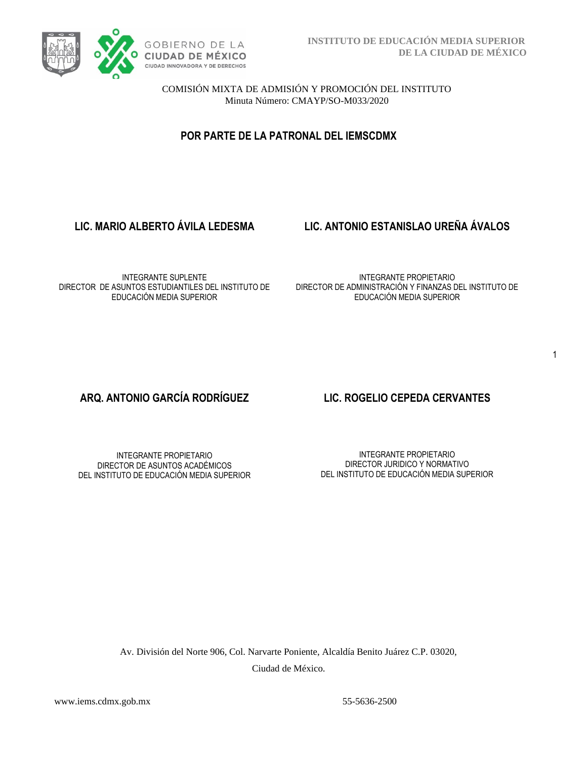COMISIÓN MIXTA DE ADMISIÓN Y PROMOCIÓN DEL INSTITUTO
Minuta Número: CMAYP/SO-M033/2020

## POR PARTE DE LA PATRONAL DEL IEMSCDMX

**LIC. MARIO ALBERTO ÁVILA LEDESMA**

INTEGRANTE SUPLENTE
DIRECTOR DE ASUNTOS ESTUDIANTILES DEL INSTITUTO DE EDUCACIÓN MEDIA SUPERIOR

**LIC. ANTONIO ESTANISLAO UREÑA ÁVALOS**

INTEGRANTE PROPIETARIO
DIRECTOR DE ADMINISTRACIÓN Y FINANZAS DEL INSTITUTO DE EDUCACIÓN MEDIA SUPERIOR

**ARQ. ANTONIO GARCÍA RODRÍGUEZ**

INTEGRANTE PROPIETARIO
DIRECTOR DE ASUNTOS ACADÉMICOS
DEL INSTITUTO DE EDUCACIÓN MEDIA SUPERIOR

**LIC. ROGELIO CEPEDA CERVANTES**

INTEGRANTE PROPIETARIO
DIRECTOR JURIDICO Y NORMATIVO
DEL INSTITUTO DE EDUCACIÓN MEDIA SUPERIOR